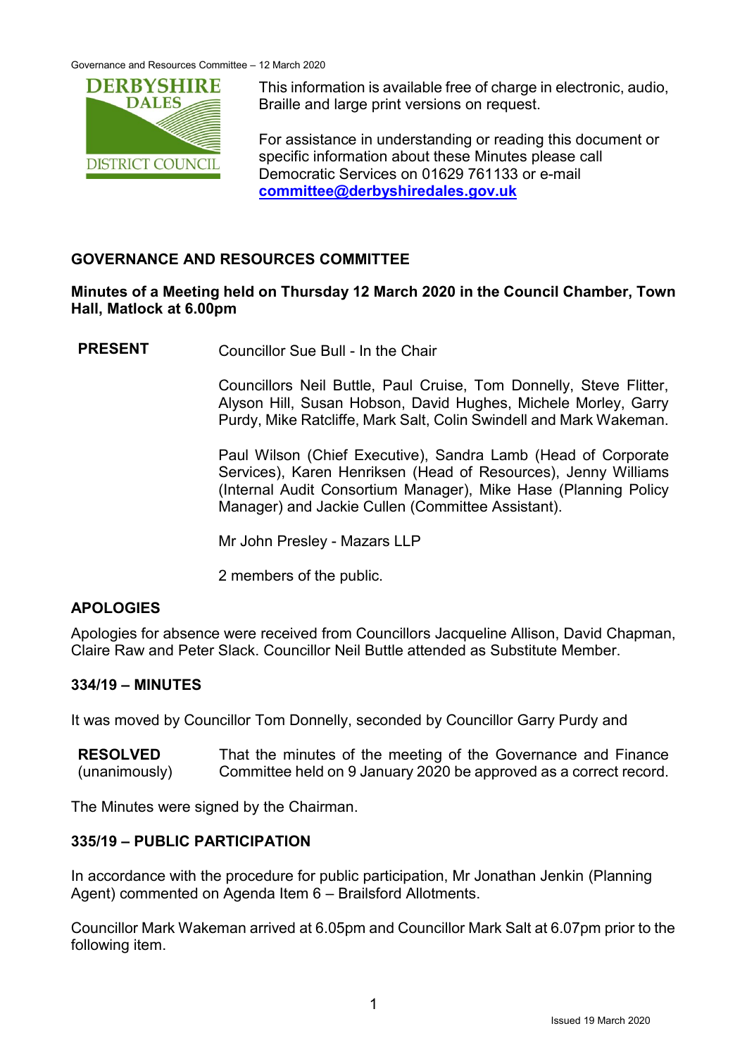This information is available free of charge in electronic, audio, Braille and large print versions on request.

For assistance in understanding or reading this document or specific information about these Minutes please call Democratic Services on 01629 761133 or e-mail **committee@derbyshiredales.gov.uk**

## GOVERNANCE AND RESOURCES COMMITTEE

**Minutes of a Meeting held on Thursday 12 March 2020 in the Council Chamber, Town Hall, Matlock at 6.00pm**

**PRESENT** Councillor Sue Bull - In the Chair

Councillors Neil Buttle, Paul Cruise, Tom Donnelly, Steve Flitter, Alyson Hill, Susan Hobson, David Hughes, Michele Morley, Garry Purdy, Mike Ratcliffe, Mark Salt, Colin Swindell and Mark Wakeman.

Paul Wilson (Chief Executive), Sandra Lamb (Head of Corporate Services), Karen Henriksen (Head of Resources), Jenny Williams (Internal Audit Consortium Manager), Mike Hase (Planning Policy Manager) and Jackie Cullen (Committee Assistant).

Mr John Presley - Mazars LLP

2 members of the public.

### APOLOGIES

Apologies for absence were received from Councillors Jacqueline Allison, David Chapman, Claire Raw and Peter Slack. Councillor Neil Buttle attended as Substitute Member.

### 334/19 – MINUTES

It was moved by Councillor Tom Donnelly, seconded by Councillor Garry Purdy and

**RESOLVED** (unanimously) That the minutes of the meeting of the Governance and Finance Committee held on 9 January 2020 be approved as a correct record.

The Minutes were signed by the Chairman.

### 335/19 – PUBLIC PARTICIPATION

In accordance with the procedure for public participation, Mr Jonathan Jenkin (Planning Agent) commented on Agenda Item 6 – Brailsford Allotments.

Councillor Mark Wakeman arrived at 6.05pm and Councillor Mark Salt at 6.07pm prior to the following item.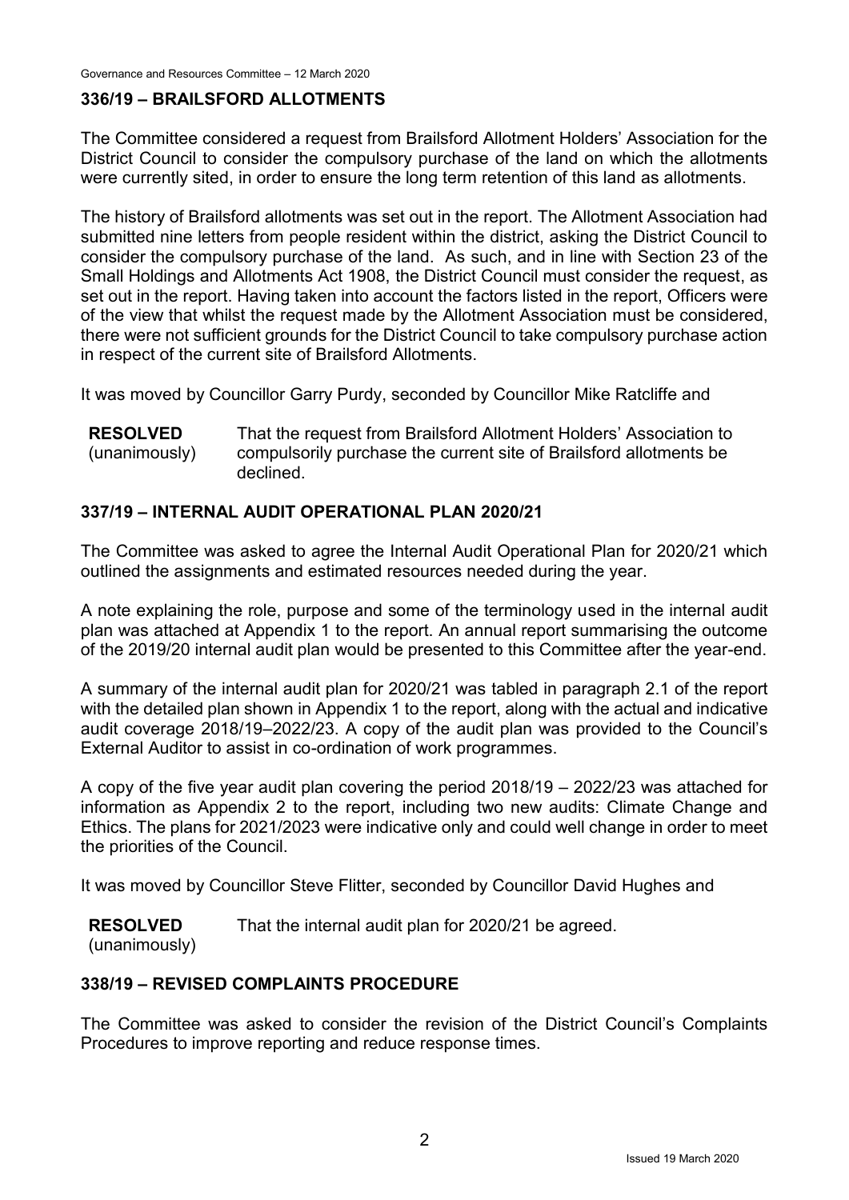## 336/19 – BRAILSFORD ALLOTMENTS

The Committee considered a request from Brailsford Allotment Holders' Association for the District Council to consider the compulsory purchase of the land on which the allotments were currently sited, in order to ensure the long term retention of this land as allotments.

The history of Brailsford allotments was set out in the report. The Allotment Association had submitted nine letters from people resident within the district, asking the District Council to consider the compulsory purchase of the land. As such, and in line with Section 23 of the Small Holdings and Allotments Act 1908, the District Council must consider the request, as set out in the report. Having taken into account the factors listed in the report, Officers were of the view that whilst the request made by the Allotment Association must be considered, there were not sufficient grounds for the District Council to take compulsory purchase action in respect of the current site of Brailsford Allotments.

It was moved by Councillor Garry Purdy, seconded by Councillor Mike Ratcliffe and

**RESOLVED** (unanimously) That the request from Brailsford Allotment Holders' Association to compulsorily purchase the current site of Brailsford allotments be declined.

## 337/19 – INTERNAL AUDIT OPERATIONAL PLAN 2020/21

The Committee was asked to agree the Internal Audit Operational Plan for 2020/21 which outlined the assignments and estimated resources needed during the year.

A note explaining the role, purpose and some of the terminology used in the internal audit plan was attached at Appendix 1 to the report. An annual report summarising the outcome of the 2019/20 internal audit plan would be presented to this Committee after the year-end.

A summary of the internal audit plan for 2020/21 was tabled in paragraph 2.1 of the report with the detailed plan shown in Appendix 1 to the report, along with the actual and indicative audit coverage 2018/19–2022/23. A copy of the audit plan was provided to the Council's External Auditor to assist in co-ordination of work programmes.

A copy of the five year audit plan covering the period 2018/19 – 2022/23 was attached for information as Appendix 2 to the report, including two new audits: Climate Change and Ethics. The plans for 2021/2023 were indicative only and could well change in order to meet the priorities of the Council.

It was moved by Councillor Steve Flitter, seconded by Councillor David Hughes and

**RESOLVED** (unanimously) That the internal audit plan for 2020/21 be agreed.

## 338/19 – REVISED COMPLAINTS PROCEDURE

The Committee was asked to consider the revision of the District Council's Complaints Procedures to improve reporting and reduce response times.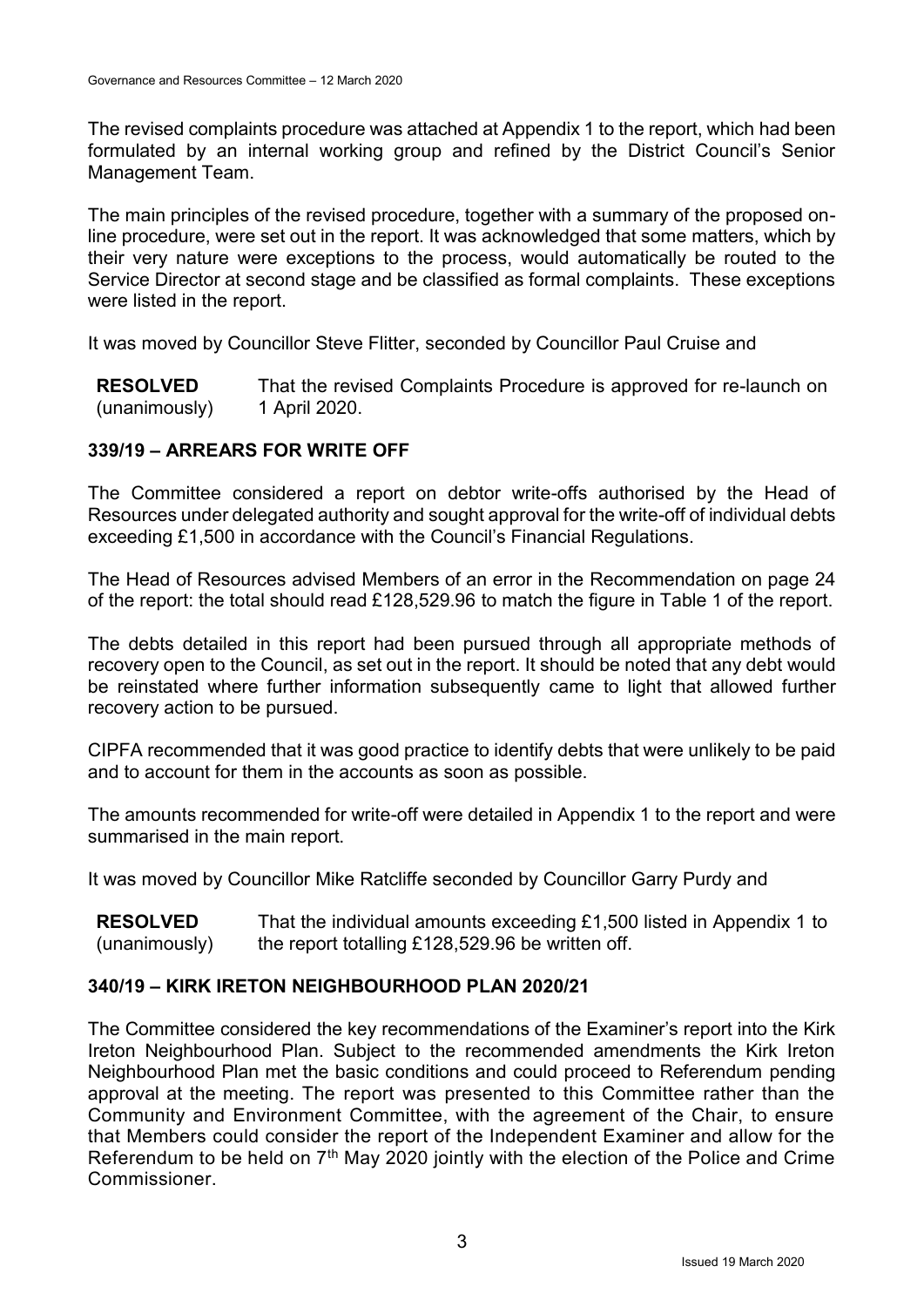The revised complaints procedure was attached at Appendix 1 to the report, which had been formulated by an internal working group and refined by the District Council's Senior Management Team.

The main principles of the revised procedure, together with a summary of the proposed on-line procedure, were set out in the report. It was acknowledged that some matters, which by their very nature were exceptions to the process, would automatically be routed to the Service Director at second stage and be classified as formal complaints. These exceptions were listed in the report.

It was moved by Councillor Steve Flitter, seconded by Councillor Paul Cruise and

| **RESOLVED** (unanimously) | That the revised Complaints Procedure is approved for re-launch on 1 April 2020. |
|---|---|

### 339/19 – ARREARS FOR WRITE OFF

The Committee considered a report on debtor write-offs authorised by the Head of Resources under delegated authority and sought approval for the write-off of individual debts exceeding £1,500 in accordance with the Council's Financial Regulations.

The Head of Resources advised Members of an error in the Recommendation on page 24 of the report: the total should read £128,529.96 to match the figure in Table 1 of the report.

The debts detailed in this report had been pursued through all appropriate methods of recovery open to the Council, as set out in the report. It should be noted that any debt would be reinstated where further information subsequently came to light that allowed further recovery action to be pursued.

CIPFA recommended that it was good practice to identify debts that were unlikely to be paid and to account for them in the accounts as soon as possible.

The amounts recommended for write-off were detailed in Appendix 1 to the report and were summarised in the main report.

It was moved by Councillor Mike Ratcliffe seconded by Councillor Garry Purdy and

| **RESOLVED** (unanimously) | That the individual amounts exceeding £1,500 listed in Appendix 1 to the report totalling £128,529.96 be written off. |
|---|---|

### 340/19 – KIRK IRETON NEIGHBOURHOOD PLAN 2020/21

The Committee considered the key recommendations of the Examiner's report into the Kirk Ireton Neighbourhood Plan. Subject to the recommended amendments the Kirk Ireton Neighbourhood Plan met the basic conditions and could proceed to Referendum pending approval at the meeting. The report was presented to this Committee rather than the Community and Environment Committee, with the agreement of the Chair, to ensure that Members could consider the report of the Independent Examiner and allow for the Referendum to be held on 7th May 2020 jointly with the election of the Police and Crime Commissioner.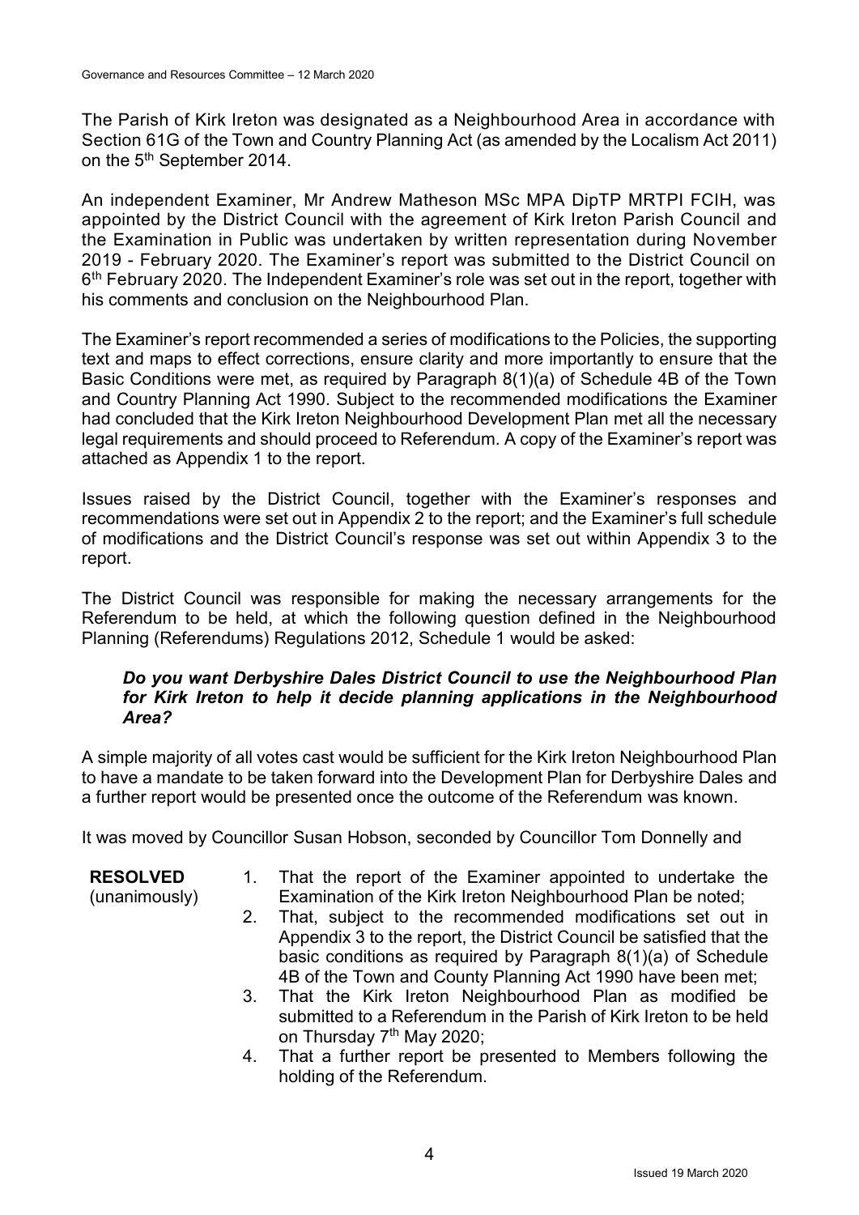The Parish of Kirk Ireton was designated as a Neighbourhood Area in accordance with Section 61G of the Town and Country Planning Act (as amended by the Localism Act 2011) on the 5th September 2014.

An independent Examiner, Mr Andrew Matheson MSc MPA DipTP MRTPI FCIH, was appointed by the District Council with the agreement of Kirk Ireton Parish Council and the Examination in Public was undertaken by written representation during November 2019 - February 2020. The Examiner's report was submitted to the District Council on 6th February 2020. The Independent Examiner's role was set out in the report, together with his comments and conclusion on the Neighbourhood Plan.

The Examiner's report recommended a series of modifications to the Policies, the supporting text and maps to effect corrections, ensure clarity and more importantly to ensure that the Basic Conditions were met, as required by Paragraph 8(1)(a) of Schedule 4B of the Town and Country Planning Act 1990. Subject to the recommended modifications the Examiner had concluded that the Kirk Ireton Neighbourhood Development Plan met all the necessary legal requirements and should proceed to Referendum. A copy of the Examiner's report was attached as Appendix 1 to the report.

Issues raised by the District Council, together with the Examiner's responses and recommendations were set out in Appendix 2 to the report; and the Examiner's full schedule of modifications and the District Council's response was set out within Appendix 3 to the report.

The District Council was responsible for making the necessary arrangements for the Referendum to be held, at which the following question defined in the Neighbourhood Planning (Referendums) Regulations 2012, Schedule 1 would be asked:

***Do you want Derbyshire Dales District Council to use the Neighbourhood Plan for Kirk Ireton to help it decide planning applications in the Neighbourhood Area?***

A simple majority of all votes cast would be sufficient for the Kirk Ireton Neighbourhood Plan to have a mandate to be taken forward into the Development Plan for Derbyshire Dales and a further report would be presented once the outcome of the Referendum was known.

It was moved by Councillor Susan Hobson, seconded by Councillor Tom Donnelly and

**RESOLVED** (unanimously)

1. That the report of the Examiner appointed to undertake the Examination of the Kirk Ireton Neighbourhood Plan be noted;
2. That, subject to the recommended modifications set out in Appendix 3 to the report, the District Council be satisfied that the basic conditions as required by Paragraph 8(1)(a) of Schedule 4B of the Town and County Planning Act 1990 have been met;
3. That the Kirk Ireton Neighbourhood Plan as modified be submitted to a Referendum in the Parish of Kirk Ireton to be held on Thursday 7th May 2020;
4. That a further report be presented to Members following the holding of the Referendum.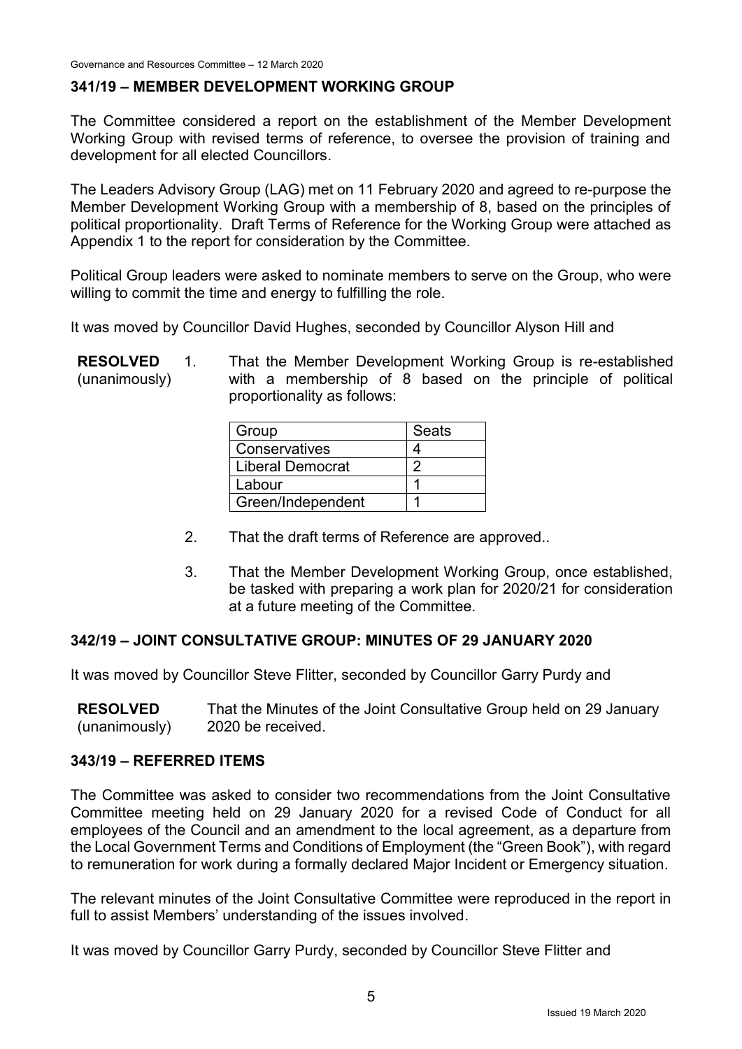## 341/19 – MEMBER DEVELOPMENT WORKING GROUP

The Committee considered a report on the establishment of the Member Development Working Group with revised terms of reference, to oversee the provision of training and development for all elected Councillors.

The Leaders Advisory Group (LAG) met on 11 February 2020 and agreed to re-purpose the Member Development Working Group with a membership of 8, based on the principles of political proportionality. Draft Terms of Reference for the Working Group were attached as Appendix 1 to the report for consideration by the Committee.

Political Group leaders were asked to nominate members to serve on the Group, who were willing to commit the time and energy to fulfilling the role.

It was moved by Councillor David Hughes, seconded by Councillor Alyson Hill and

**RESOLVED** (unanimously)

1. That the Member Development Working Group is re-established with a membership of 8 based on the principle of political proportionality as follows:

| Group | Seats |
|---|---|
| Conservatives | 4 |
| Liberal Democrat | 2 |
| Labour | 1 |
| Green/Independent | 1 |

2. That the draft terms of Reference are approved..

3. That the Member Development Working Group, once established, be tasked with preparing a work plan for 2020/21 for consideration at a future meeting of the Committee.

## 342/19 – JOINT CONSULTATIVE GROUP: MINUTES OF 29 JANUARY 2020

It was moved by Councillor Steve Flitter, seconded by Councillor Garry Purdy and

**RESOLVED** (unanimously) That the Minutes of the Joint Consultative Group held on 29 January 2020 be received.

## 343/19 – REFERRED ITEMS

The Committee was asked to consider two recommendations from the Joint Consultative Committee meeting held on 29 January 2020 for a revised Code of Conduct for all employees of the Council and an amendment to the local agreement, as a departure from the Local Government Terms and Conditions of Employment (the "Green Book"), with regard to remuneration for work during a formally declared Major Incident or Emergency situation.

The relevant minutes of the Joint Consultative Committee were reproduced in the report in full to assist Members' understanding of the issues involved.

It was moved by Councillor Garry Purdy, seconded by Councillor Steve Flitter and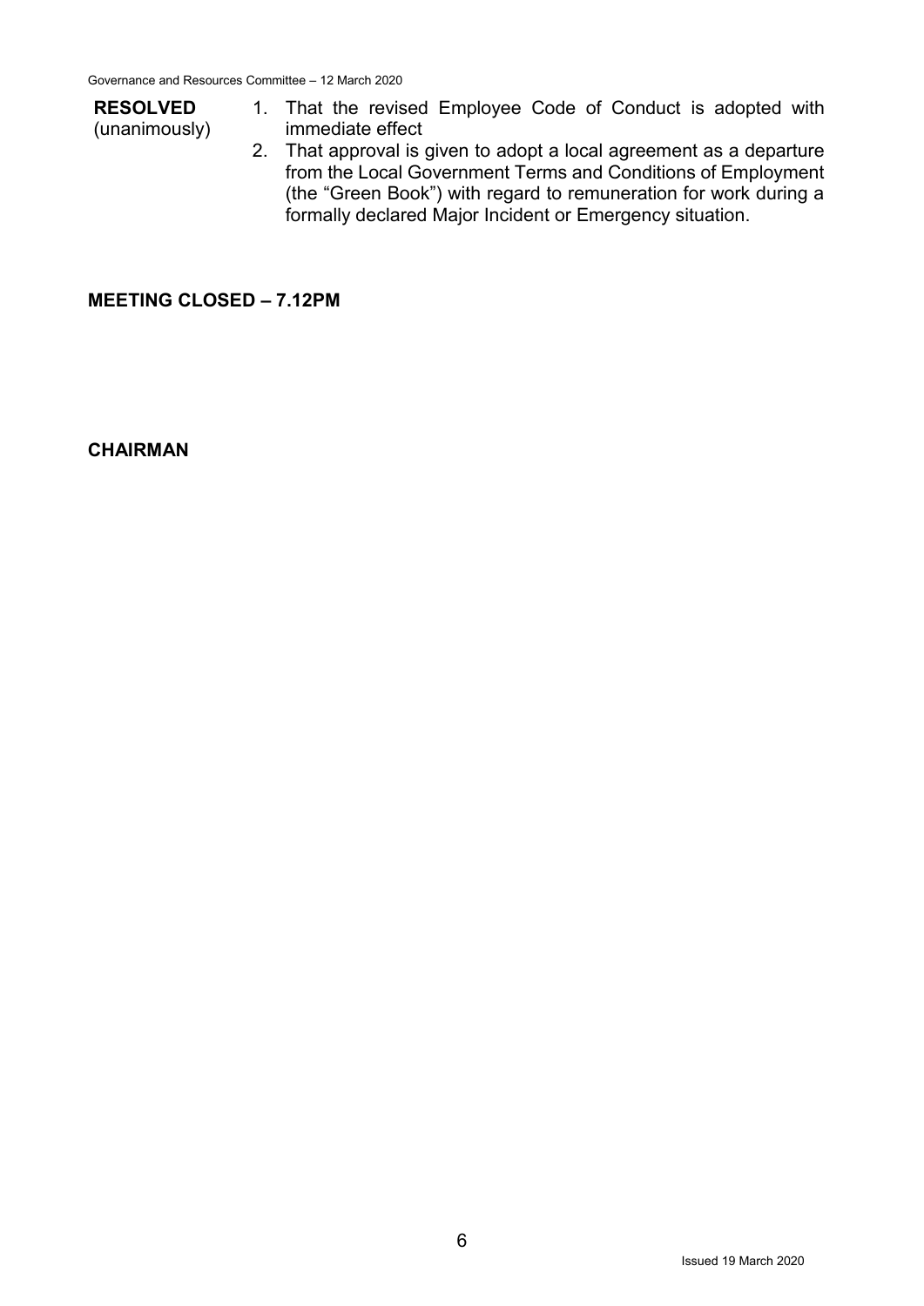**RESOLVED** (unanimously)

1. That the revised Employee Code of Conduct is adopted with immediate effect
2. That approval is given to adopt a local agreement as a departure from the Local Government Terms and Conditions of Employment (the "Green Book") with regard to remuneration for work during a formally declared Major Incident or Emergency situation.

**MEETING CLOSED – 7.12PM**

**CHAIRMAN**

Issued 19 March 2020